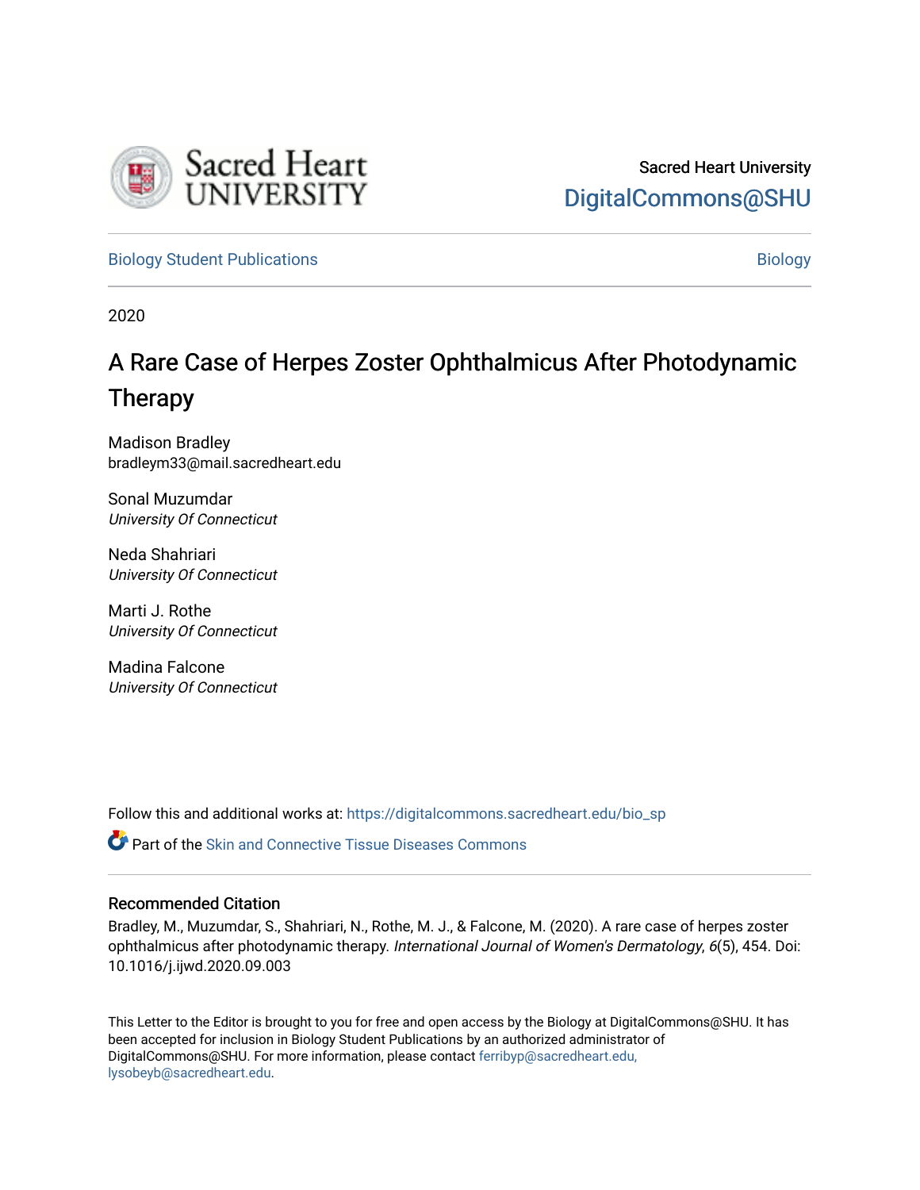Sacred Heart University

DigitalCommons@SHU

Biology Student Publications

Biology

2020

# A Rare Case of Herpes Zoster Ophthalmicus After Photodynamic Therapy

Madison Bradley
bradleym33@mail.sacredheart.edu

Sonal Muzumdar
*University Of Connecticut*

Neda Shahriari
*University Of Connecticut*

Marti J. Rothe
*University Of Connecticut*

Madina Falcone
*University Of Connecticut*

Follow this and additional works at: https://digitalcommons.sacredheart.edu/bio_sp

Part of the Skin and Connective Tissue Diseases Commons

## Recommended Citation

Bradley, M., Muzumdar, S., Shahriari, N., Rothe, M. J., & Falcone, M. (2020). A rare case of herpes zoster ophthalmicus after photodynamic therapy. *International Journal of Women's Dermatology*, *6*(5), 454. Doi: 10.1016/j.ijwd.2020.09.003

This Letter to the Editor is brought to you for free and open access by the Biology at DigitalCommons@SHU. It has been accepted for inclusion in Biology Student Publications by an authorized administrator of DigitalCommons@SHU. For more information, please contact ferribyp@sacredheart.edu, lysobeyb@sacredheart.edu.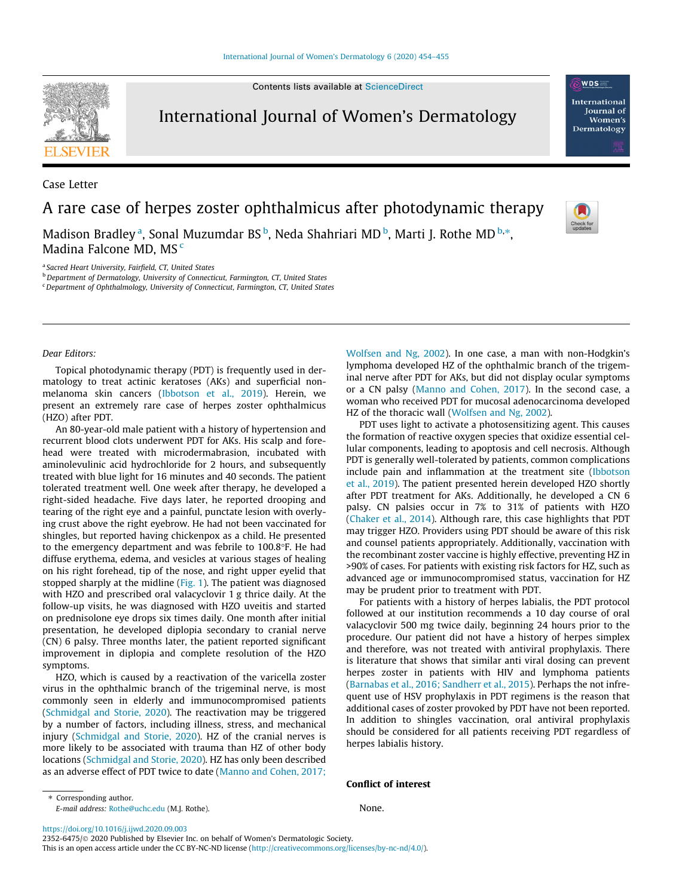Case Letter

# A rare case of herpes zoster ophthalmicus after photodynamic therapy

Madison Bradley [a], Sonal Muzumdar BS [b], Neda Shahriari MD [b], Marti J. Rothe MD [b,*], Madina Falcone MD, MS [c]

[a] Sacred Heart University, Fairfield, CT, United States

[b] Department of Dermatology, University of Connecticut, Farmington, CT, United States

[c] Department of Ophthalmology, University of Connecticut, Farmington, CT, United States

*Dear Editors:*

Topical photodynamic therapy (PDT) is frequently used in dermatology to treat actinic keratoses (AKs) and superficial non-melanoma skin cancers (Ibbotson et al., 2019). Herein, we present an extremely rare case of herpes zoster ophthalmicus (HZO) after PDT.

An 80-year-old male patient with a history of hypertension and recurrent blood clots underwent PDT for AKs. His scalp and forehead were treated with microdermabrasion, incubated with aminolevulinic acid hydrochloride for 2 hours, and subsequently treated with blue light for 16 minutes and 40 seconds. The patient tolerated treatment well. One week after therapy, he developed a right-sided headache. Five days later, he reported drooping and tearing of the right eye and a painful, punctate lesion with overlying crust above the right eyebrow. He had not been vaccinated for shingles, but reported having chickenpox as a child. He presented to the emergency department and was febrile to 100.8°F. He had diffuse erythema, edema, and vesicles at various stages of healing on his right forehead, tip of the nose, and right upper eyelid that stopped sharply at the midline (Fig. 1). The patient was diagnosed with HZO and prescribed oral valacyclovir 1 g thrice daily. At the follow-up visits, he was diagnosed with HZO uveitis and started on prednisolone eye drops six times daily. One month after initial presentation, he developed diplopia secondary to cranial nerve (CN) 6 palsy. Three months later, the patient reported significant improvement in diplopia and complete resolution of the HZO symptoms.

HZO, which is caused by a reactivation of the varicella zoster virus in the ophthalmic branch of the trigeminal nerve, is most commonly seen in elderly and immunocompromised patients (Schmidgal and Storie, 2020). The reactivation may be triggered by a number of factors, including illness, stress, and mechanical injury (Schmidgal and Storie, 2020). HZ of the cranial nerves is more likely to be associated with trauma than HZ of other body locations (Schmidgal and Storie, 2020). HZ has only been described as an adverse effect of PDT twice to date (Manno and Cohen, 2017; Wolfsen and Ng, 2002). In one case, a man with non-Hodgkin's lymphoma developed HZ of the ophthalmic branch of the trigeminal nerve after PDT for AKs, but did not display ocular symptoms or a CN palsy (Manno and Cohen, 2017). In the second case, a woman who received PDT for mucosal adenocarcinoma developed HZ of the thoracic wall (Wolfsen and Ng, 2002).

PDT uses light to activate a photosensitizing agent. This causes the formation of reactive oxygen species that oxidize essential cellular components, leading to apoptosis and cell necrosis. Although PDT is generally well-tolerated by patients, common complications include pain and inflammation at the treatment site (Ibbotson et al., 2019). The patient presented herein developed HZO shortly after PDT treatment for AKs. Additionally, he developed a CN 6 palsy. CN palsies occur in 7% to 31% of patients with HZO (Chaker et al., 2014). Although rare, this case highlights that PDT may trigger HZO. Providers using PDT should be aware of this risk and counsel patients appropriately. Additionally, vaccination with the recombinant zoster vaccine is highly effective, preventing HZ in >90% of cases. For patients with existing risk factors for HZ, such as advanced age or immunocompromised status, vaccination for HZ may be prudent prior to treatment with PDT.

For patients with a history of herpes labialis, the PDT protocol followed at our institution recommends a 10 day course of oral valacyclovir 500 mg twice daily, beginning 24 hours prior to the procedure. Our patient did not have a history of herpes simplex and therefore, was not treated with antiviral prophylaxis. There is literature that shows that similar anti viral dosing can prevent herpes zoster in patients with HIV and lymphoma patients (Barnabas et al., 2016; Sandherr et al., 2015). Perhaps the not infrequent use of HSV prophylaxis in PDT regimens is the reason that additional cases of zoster provoked by PDT have not been reported. In addition to shingles vaccination, oral antiviral prophylaxis should be considered for all patients receiving PDT regardless of herpes labialis history.

## Conflict of interest

None.

* Corresponding author.
*E-mail address:* Rothe@uchc.edu (M.J. Rothe).

https://doi.org/10.1016/j.ijwd.2020.09.003
2352-6475/© 2020 Published by Elsevier Inc. on behalf of Women's Dermatologic Society.
This is an open access article under the CC BY-NC-ND license (http://creativecommons.org/licenses/by-nc-nd/4.0/).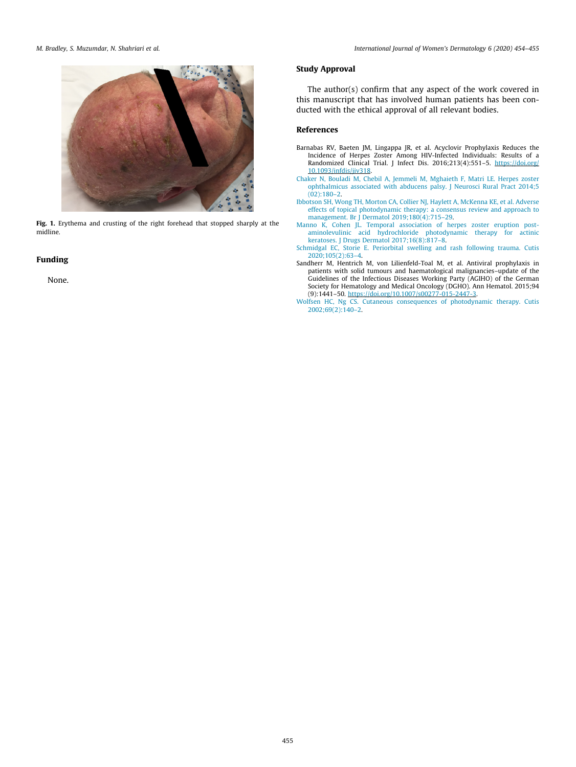**Fig. 1.** Erythema and crusting of the right forehead that stopped sharply at the midline.

## Funding

None.

## Study Approval

The author(s) confirm that any aspect of the work covered in this manuscript that has involved human patients has been conducted with the ethical approval of all relevant bodies.

## References

Barnabas RV, Baeten JM, Lingappa JR, et al. Acyclovir Prophylaxis Reduces the Incidence of Herpes Zoster Among HIV-Infected Individuals: Results of a Randomized Clinical Trial. J Infect Dis. 2016;213(4):551–5. https://doi.org/10.1093/infdis/jiv318.

Chaker N, Bouladi M, Chebil A, Jemmeli M, Mghaieth F, Matri LE. Herpes zoster ophthalmicus associated with abducens palsy. J Neurosci Rural Pract 2014;5(02):180–2.

Ibbotson SH, Wong TH, Morton CA, Collier NJ, Haylett A, McKenna KE, et al. Adverse effects of topical photodynamic therapy: a consensus review and approach to management. Br J Dermatol 2019;180(4):715–29.

Manno K, Cohen JL. Temporal association of herpes zoster eruption post-aminolevulinic acid hydrochloride photodynamic therapy for actinic keratoses. J Drugs Dermatol 2017;16(8):817–8.

Schmidgal EC, Storie E. Periorbital swelling and rash following trauma. Cutis 2020;105(2):63–4.

Sandherr M, Hentrich M, von Lilienfeld-Toal M, et al. Antiviral prophylaxis in patients with solid tumours and haematological malignancies–update of the Guidelines of the Infectious Diseases Working Party (AGIHO) of the German Society for Hematology and Medical Oncology (DGHO). Ann Hematol. 2015;94(9):1441–50. https://doi.org/10.1007/s00277-015-2447-3.

Wolfsen HC, Ng CS. Cutaneous consequences of photodynamic therapy. Cutis 2002;69(2):140–2.